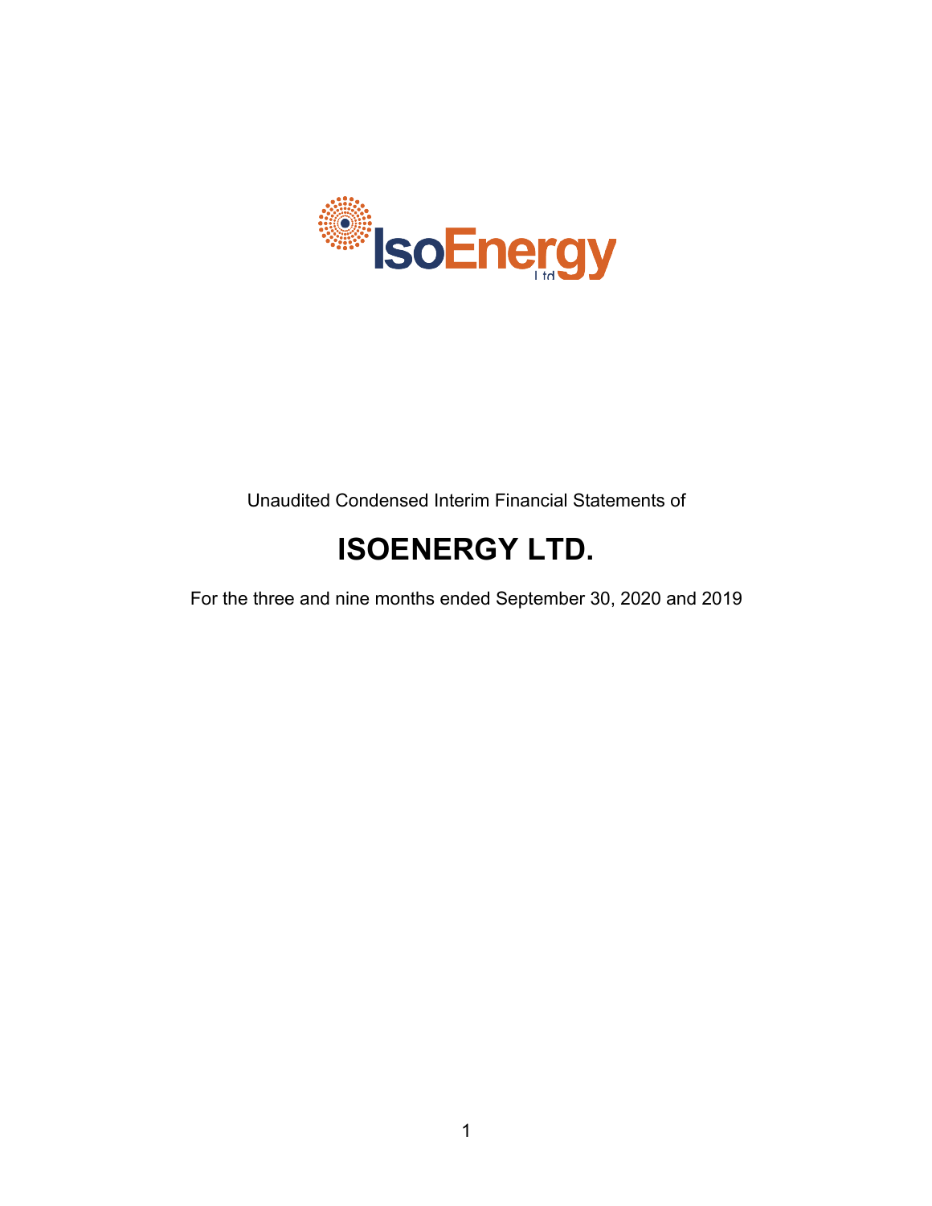Unaudited Condensed Interim Financial Statements of

# ISOENERGY LTD.

For the three and nine months ended September 30, 2020 and 2019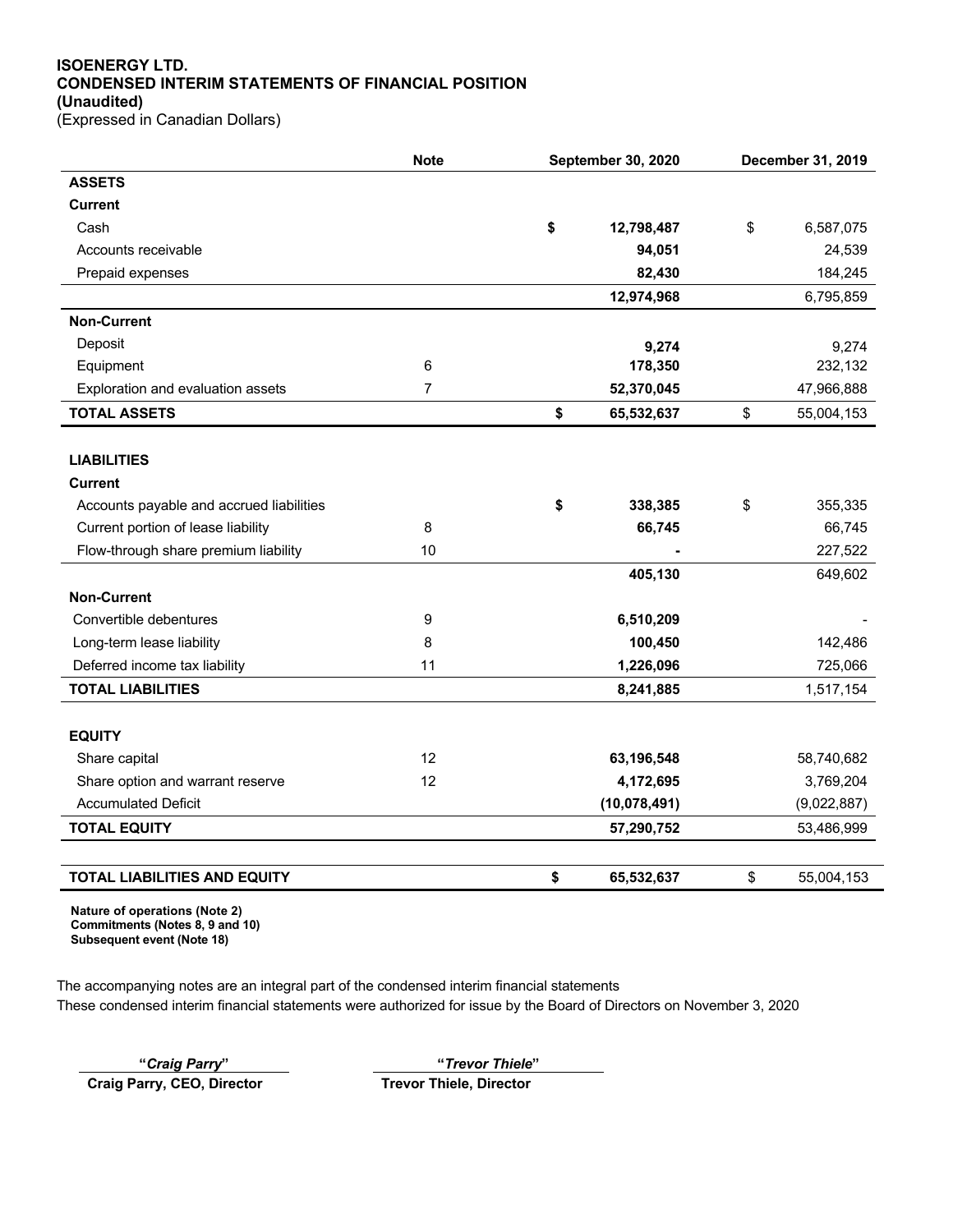**ISOENERGY LTD.**
**CONDENSED INTERIM STATEMENTS OF FINANCIAL POSITION**
**(Unaudited)**
(Expressed in Canadian Dollars)

| | Note | September 30, 2020 | December 31, 2019 |
|---|---|---|---|
| **ASSETS** | | | |
| **Current** | | | |
| Cash | | $ 12,798,487 | $ 6,587,075 |
| Accounts receivable | | 94,051 | 24,539 |
| Prepaid expenses | | 82,430 | 184,245 |
| | | 12,974,968 | 6,795,859 |
| **Non-Current** | | | |
| Deposit | | 9,274 | 9,274 |
| Equipment | 6 | 178,350 | 232,132 |
| Exploration and evaluation assets | 7 | 52,370,045 | 47,966,888 |
| **TOTAL ASSETS** | | $ 65,532,637 | $ 55,004,153 |
| | | | |
| **LIABILITIES** | | | |
| **Current** | | | |
| Accounts payable and accrued liabilities | | $ 338,385 | $ 355,335 |
| Current portion of lease liability | 8 | 66,745 | 66,745 |
| Flow-through share premium liability | 10 | - | 227,522 |
| | | 405,130 | 649,602 |
| **Non-Current** | | | |
| Convertible debentures | 9 | 6,510,209 | - |
| Long-term lease liability | 8 | 100,450 | 142,486 |
| Deferred income tax liability | 11 | 1,226,096 | 725,066 |
| **TOTAL LIABILITIES** | | 8,241,885 | 1,517,154 |
| | | | |
| **EQUITY** | | | |
| Share capital | 12 | 63,196,548 | 58,740,682 |
| Share option and warrant reserve | 12 | 4,172,695 | 3,769,204 |
| Accumulated Deficit | | (10,078,491) | (9,022,887) |
| **TOTAL EQUITY** | | 57,290,752 | 53,486,999 |
| | | | |
| **TOTAL LIABILITIES AND EQUITY** | | $ 65,532,637 | $ 55,004,153 |

**Nature of operations (Note 2)**
**Commitments (Notes 8, 9 and 10)**
**Subsequent event (Note 18)**

The accompanying notes are an integral part of the condensed interim financial statements
These condensed interim financial statements were authorized for issue by the Board of Directors on November 3, 2020

"*Craig Parry*"
**Craig Parry, CEO, Director**

"*Trevor Thiele*"
**Trevor Thiele, Director**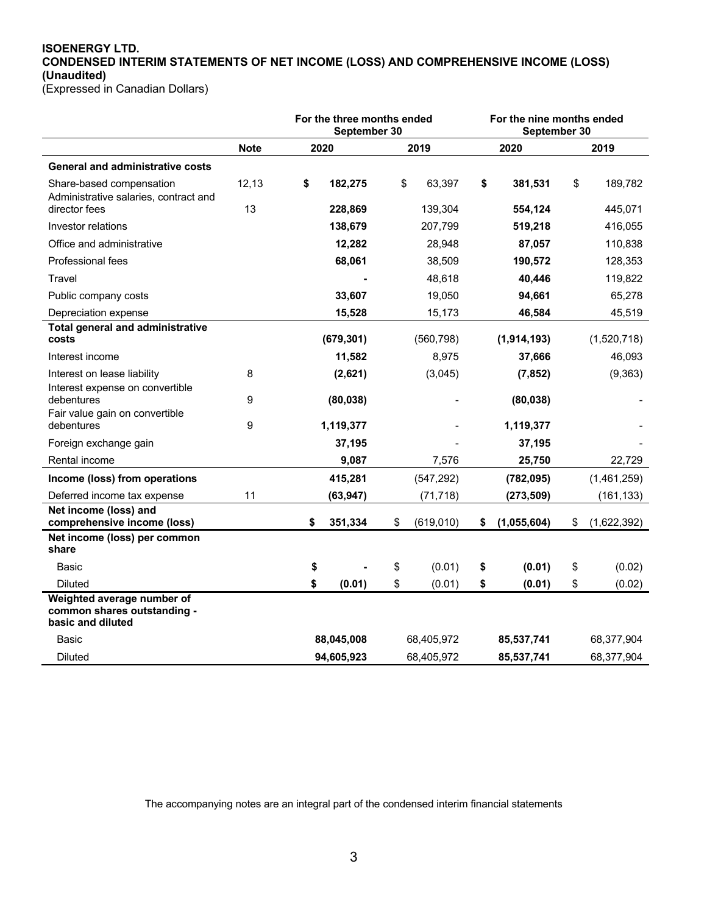**ISOENERGY LTD.**
**CONDENSED INTERIM STATEMENTS OF NET INCOME (LOSS) AND COMPREHENSIVE INCOME (LOSS)**
**(Unaudited)**
(Expressed in Canadian Dollars)

| | | For the three months ended September 30 | | For the nine months ended September 30 | |
|---|---|---|---|---|---|
| | **Note** | **2020** | **2019** | **2020** | **2019** |
| **General and administrative costs** | | | | | |
| Share-based compensation | 12,13 | **$ 182,275** | $ 63,397 | **$ 381,531** | $ 189,782 |
| Administrative salaries, contract and director fees | 13 | **228,869** | 139,304 | **554,124** | 445,071 |
| Investor relations | | **138,679** | 207,799 | **519,218** | 416,055 |
| Office and administrative | | **12,282** | 28,948 | **87,057** | 110,838 |
| Professional fees | | **68,061** | 38,509 | **190,572** | 128,353 |
| Travel | | **-** | 48,618 | **40,446** | 119,822 |
| Public company costs | | **33,607** | 19,050 | **94,661** | 65,278 |
| Depreciation expense | | **15,528** | 15,173 | **46,584** | 45,519 |
| **Total general and administrative costs** | | **(679,301)** | (560,798) | **(1,914,193)** | (1,520,718) |
| Interest income | | **11,582** | 8,975 | **37,666** | 46,093 |
| Interest on lease liability | 8 | **(2,621)** | (3,045) | **(7,852)** | (9,363) |
| Interest expense on convertible debentures | 9 | **(80,038)** | - | **(80,038)** | - |
| Fair value gain on convertible debentures | 9 | **1,119,377** | - | **1,119,377** | - |
| Foreign exchange gain | | **37,195** | - | **37,195** | - |
| Rental income | | **9,087** | 7,576 | **25,750** | 22,729 |
| **Income (loss) from operations** | | **415,281** | (547,292) | **(782,095)** | (1,461,259) |
| Deferred income tax expense | 11 | **(63,947)** | (71,718) | **(273,509)** | (161,133) |
| **Net income (loss) and comprehensive income (loss)** | | **$ 351,334** | $ (619,010) | **$ (1,055,604)** | $ (1,622,392) |
| **Net income (loss) per common share** | | | | | |
| Basic | | **$ -** | $ (0.01) | **$ (0.01)** | $ (0.02) |
| Diluted | | **$ (0.01)** | $ (0.01) | **$ (0.01)** | $ (0.02) |
| **Weighted average number of common shares outstanding - basic and diluted** | | | | | |
| Basic | | **88,045,008** | 68,405,972 | **85,537,741** | 68,377,904 |
| Diluted | | **94,605,923** | 68,405,972 | **85,537,741** | 68,377,904 |

The accompanying notes are an integral part of the condensed interim financial statements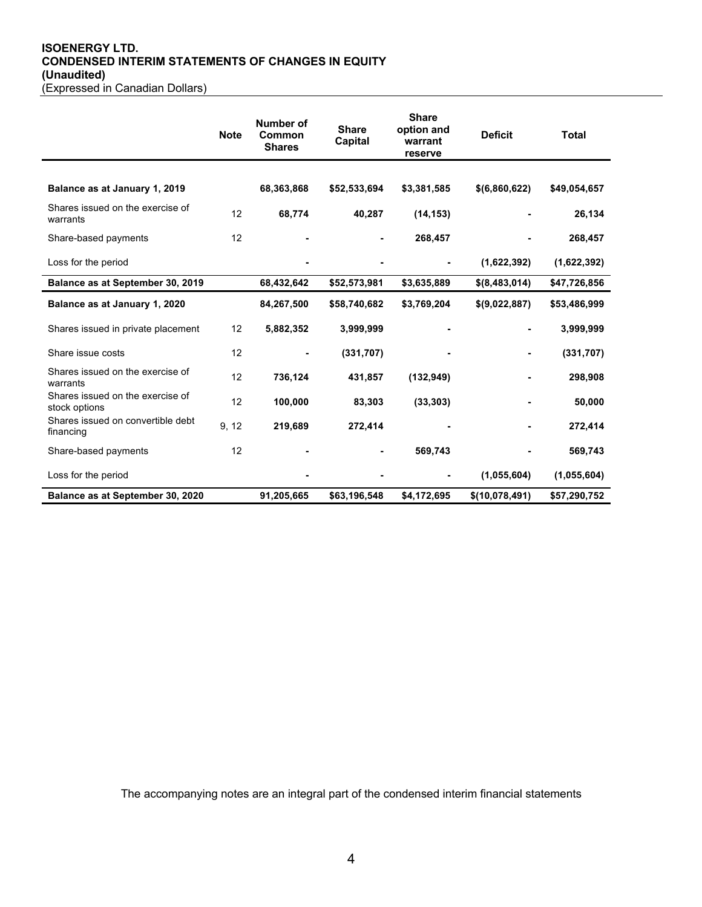# ISOENERGY LTD.
# CONDENSED INTERIM STATEMENTS OF CHANGES IN EQUITY
# (Unaudited)

(Expressed in Canadian Dollars)

| | Note | Number of Common Shares | Share Capital | Share option and warrant reserve | Deficit | Total |
|---|---|---|---|---|---|---|
| **Balance as at January 1, 2019** | | **68,363,868** | **$52,533,694** | **$3,381,585** | **$(6,860,622)** | **$49,054,657** |
| Shares issued on the exercise of warrants | 12 | **68,774** | **40,287** | **(14,153)** | **-** | **26,134** |
| Share-based payments | 12 | **-** | **-** | **268,457** | **-** | **268,457** |
| Loss for the period | | **-** | **-** | **-** | **(1,622,392)** | **(1,622,392)** |
| **Balance as at September 30, 2019** | | **68,432,642** | **$52,573,981** | **$3,635,889** | **$(8,483,014)** | **$47,726,856** |
| **Balance as at January 1, 2020** | | **84,267,500** | **$58,740,682** | **$3,769,204** | **$(9,022,887)** | **$53,486,999** |
| Shares issued in private placement | 12 | **5,882,352** | **3,999,999** | **-** | **-** | **3,999,999** |
| Share issue costs | 12 | **-** | **(331,707)** | **-** | **-** | **(331,707)** |
| Shares issued on the exercise of warrants | 12 | **736,124** | **431,857** | **(132,949)** | **-** | **298,908** |
| Shares issued on the exercise of stock options | 12 | **100,000** | **83,303** | **(33,303)** | **-** | **50,000** |
| Shares issued on convertible debt financing | 9, 12 | **219,689** | **272,414** | **-** | **-** | **272,414** |
| Share-based payments | 12 | **-** | **-** | **569,743** | **-** | **569,743** |
| Loss for the period | | **-** | **-** | **-** | **(1,055,604)** | **(1,055,604)** |
| **Balance as at September 30, 2020** | | **91,205,665** | **$63,196,548** | **$4,172,695** | **$(10,078,491)** | **$57,290,752** |

The accompanying notes are an integral part of the condensed interim financial statements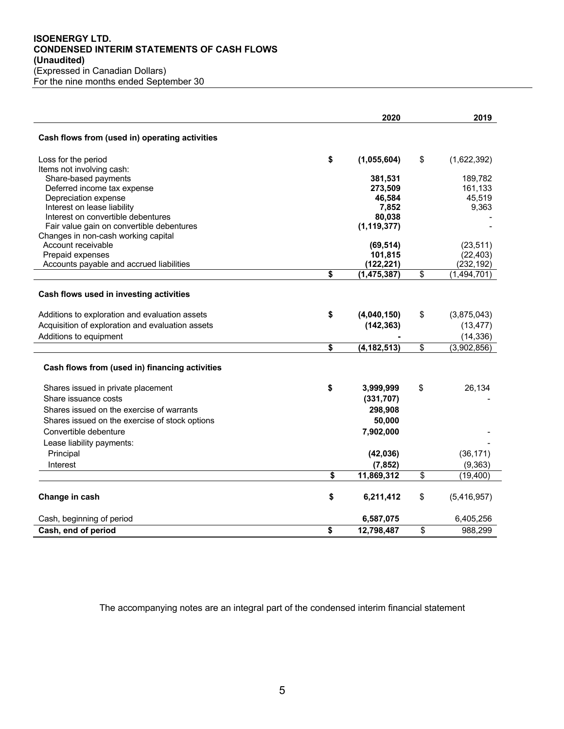**ISOENERGY LTD.**
**CONDENSED INTERIM STATEMENTS OF CASH FLOWS**
**(Unaudited)**
(Expressed in Canadian Dollars)
For the nine months ended September 30

| | 2020 | 2019 |
|---|---|---|
| **Cash flows from (used in) operating activities** | | |
| Loss for the period | **$ (1,055,604)** | $ (1,622,392) |
| Items not involving cash: | | |
| Share-based payments | **381,531** | 189,782 |
| Deferred income tax expense | **273,509** | 161,133 |
| Depreciation expense | **46,584** | 45,519 |
| Interest on lease liability | **7,852** | 9,363 |
| Interest on convertible debentures | **80,038** | - |
| Fair value gain on convertible debentures | **(1,119,377)** | - |
| Changes in non-cash working capital | | |
| Account receivable | **(69,514)** | (23,511) |
| Prepaid expenses | **101,815** | (22,403) |
| Accounts payable and accrued liabilities | **(122,221)** | (232,192) |
| | **$ (1,475,387)** | $ (1,494,701) |
| **Cash flows used in investing activities** | | |
| Additions to exploration and evaluation assets | **$ (4,040,150)** | $ (3,875,043) |
| Acquisition of exploration and evaluation assets | **(142,363)** | (13,477) |
| Additions to equipment | **-** | (14,336) |
| | **$ (4,182,513)** | $ (3,902,856) |
| **Cash flows from (used in) financing activities** | | |
| Shares issued in private placement | **$ 3,999,999** | $ 26,134 |
| Share issuance costs | **(331,707)** | - |
| Shares issued on the exercise of warrants | **298,908** | |
| Shares issued on the exercise of stock options | **50,000** | |
| Convertible debenture | **7,902,000** | - |
| Lease liability payments: | | - |
| Principal | **(42,036)** | (36,171) |
| Interest | **(7,852)** | (9,363) |
| | **$ 11,869,312** | $ (19,400) |
| **Change in cash** | **$ 6,211,412** | $ (5,416,957) |
| Cash, beginning of period | **6,587,075** | 6,405,256 |
| **Cash, end of period** | **$ 12,798,487** | $ 988,299 |

The accompanying notes are an integral part of the condensed interim financial statement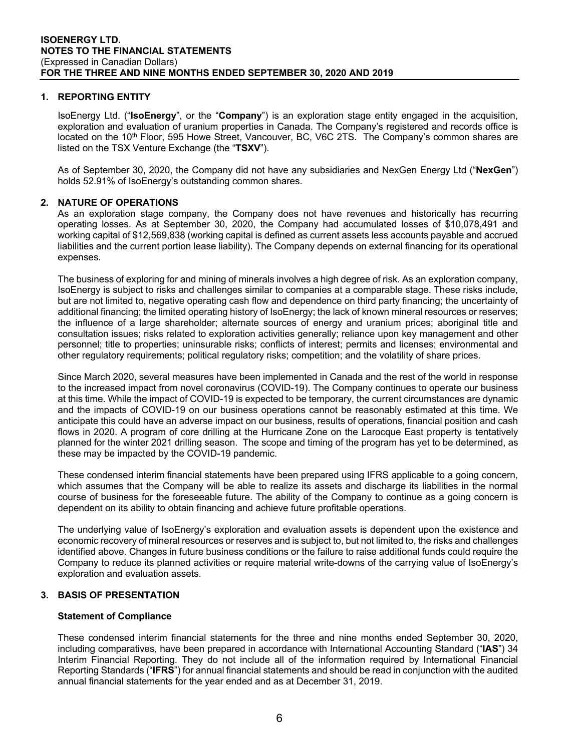## 1. REPORTING ENTITY

IsoEnergy Ltd. ("**IsoEnergy**", or the "**Company**") is an exploration stage entity engaged in the acquisition, exploration and evaluation of uranium properties in Canada. The Company's registered and records office is located on the 10th Floor, 595 Howe Street, Vancouver, BC, V6C 2TS. The Company's common shares are listed on the TSX Venture Exchange (the "**TSXV**").

As of September 30, 2020, the Company did not have any subsidiaries and NexGen Energy Ltd ("**NexGen**") holds 52.91% of IsoEnergy's outstanding common shares.

## 2. NATURE OF OPERATIONS

As an exploration stage company, the Company does not have revenues and historically has recurring operating losses. As at September 30, 2020, the Company had accumulated losses of $10,078,491 and working capital of $12,569,838 (working capital is defined as current assets less accounts payable and accrued liabilities and the current portion lease liability). The Company depends on external financing for its operational expenses.

The business of exploring for and mining of minerals involves a high degree of risk. As an exploration company, IsoEnergy is subject to risks and challenges similar to companies at a comparable stage. These risks include, but are not limited to, negative operating cash flow and dependence on third party financing; the uncertainty of additional financing; the limited operating history of IsoEnergy; the lack of known mineral resources or reserves; the influence of a large shareholder; alternate sources of energy and uranium prices; aboriginal title and consultation issues; risks related to exploration activities generally; reliance upon key management and other personnel; title to properties; uninsurable risks; conflicts of interest; permits and licenses; environmental and other regulatory requirements; political regulatory risks; competition; and the volatility of share prices.

Since March 2020, several measures have been implemented in Canada and the rest of the world in response to the increased impact from novel coronavirus (COVID-19). The Company continues to operate our business at this time. While the impact of COVID-19 is expected to be temporary, the current circumstances are dynamic and the impacts of COVID-19 on our business operations cannot be reasonably estimated at this time. We anticipate this could have an adverse impact on our business, results of operations, financial position and cash flows in 2020. A program of core drilling at the Hurricane Zone on the Larocque East property is tentatively planned for the winter 2021 drilling season. The scope and timing of the program has yet to be determined, as these may be impacted by the COVID-19 pandemic.

These condensed interim financial statements have been prepared using IFRS applicable to a going concern, which assumes that the Company will be able to realize its assets and discharge its liabilities in the normal course of business for the foreseeable future. The ability of the Company to continue as a going concern is dependent on its ability to obtain financing and achieve future profitable operations.

The underlying value of IsoEnergy's exploration and evaluation assets is dependent upon the existence and economic recovery of mineral resources or reserves and is subject to, but not limited to, the risks and challenges identified above. Changes in future business conditions or the failure to raise additional funds could require the Company to reduce its planned activities or require material write-downs of the carrying value of IsoEnergy's exploration and evaluation assets.

## 3. BASIS OF PRESENTATION

### Statement of Compliance

These condensed interim financial statements for the three and nine months ended September 30, 2020, including comparatives, have been prepared in accordance with International Accounting Standard ("**IAS**") 34 Interim Financial Reporting. They do not include all of the information required by International Financial Reporting Standards ("**IFRS**") for annual financial statements and should be read in conjunction with the audited annual financial statements for the year ended and as at December 31, 2019.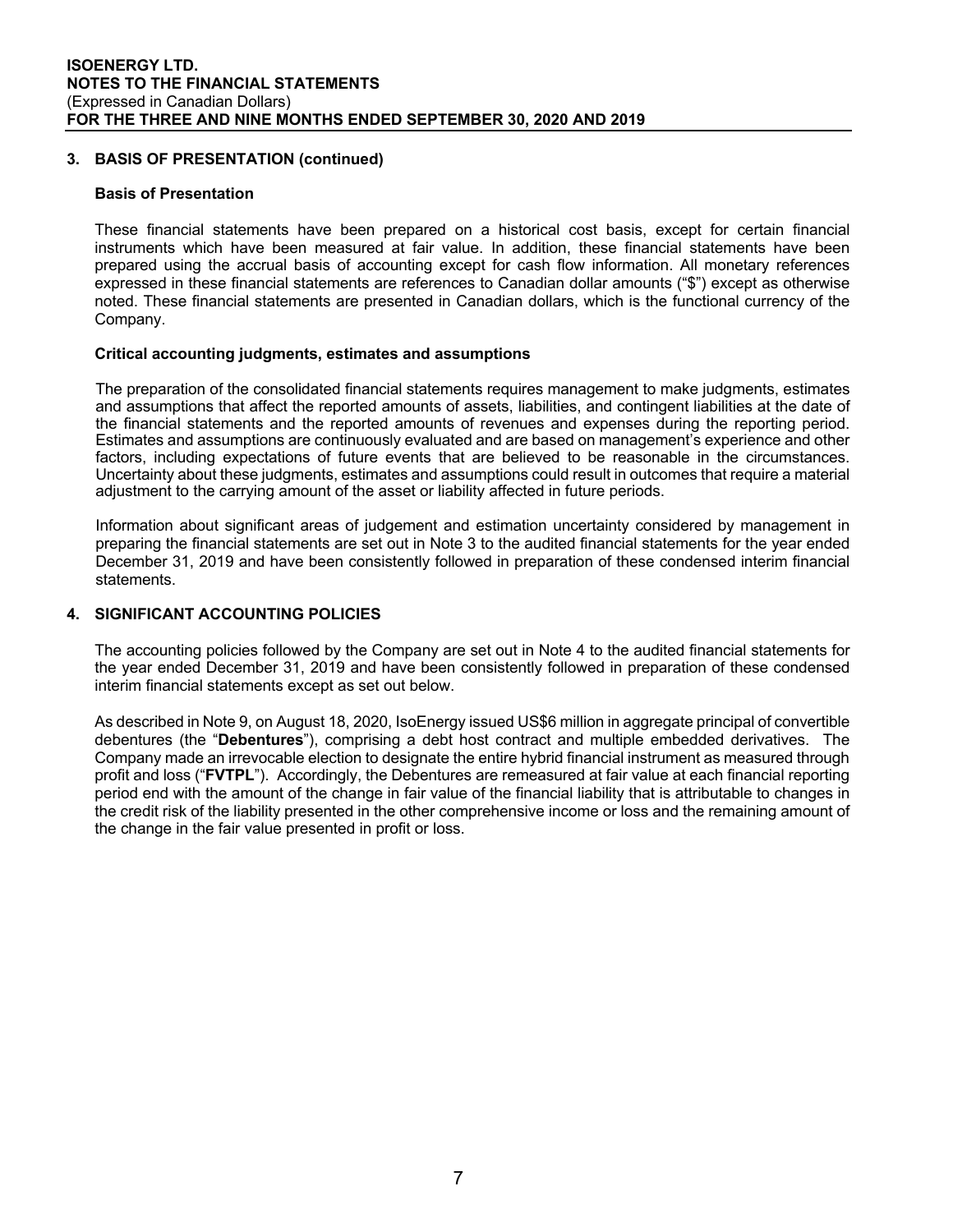## 3. BASIS OF PRESENTATION (continued)

### Basis of Presentation

These financial statements have been prepared on a historical cost basis, except for certain financial instruments which have been measured at fair value. In addition, these financial statements have been prepared using the accrual basis of accounting except for cash flow information. All monetary references expressed in these financial statements are references to Canadian dollar amounts ("$") except as otherwise noted. These financial statements are presented in Canadian dollars, which is the functional currency of the Company.

### Critical accounting judgments, estimates and assumptions

The preparation of the consolidated financial statements requires management to make judgments, estimates and assumptions that affect the reported amounts of assets, liabilities, and contingent liabilities at the date of the financial statements and the reported amounts of revenues and expenses during the reporting period. Estimates and assumptions are continuously evaluated and are based on management's experience and other factors, including expectations of future events that are believed to be reasonable in the circumstances. Uncertainty about these judgments, estimates and assumptions could result in outcomes that require a material adjustment to the carrying amount of the asset or liability affected in future periods.

Information about significant areas of judgement and estimation uncertainty considered by management in preparing the financial statements are set out in Note 3 to the audited financial statements for the year ended December 31, 2019 and have been consistently followed in preparation of these condensed interim financial statements.

## 4. SIGNIFICANT ACCOUNTING POLICIES

The accounting policies followed by the Company are set out in Note 4 to the audited financial statements for the year ended December 31, 2019 and have been consistently followed in preparation of these condensed interim financial statements except as set out below.

As described in Note 9, on August 18, 2020, IsoEnergy issued US$6 million in aggregate principal of convertible debentures (the "**Debentures**"), comprising a debt host contract and multiple embedded derivatives. The Company made an irrevocable election to designate the entire hybrid financial instrument as measured through profit and loss ("**FVTPL**"). Accordingly, the Debentures are remeasured at fair value at each financial reporting period end with the amount of the change in fair value of the financial liability that is attributable to changes in the credit risk of the liability presented in the other comprehensive income or loss and the remaining amount of the change in the fair value presented in profit or loss.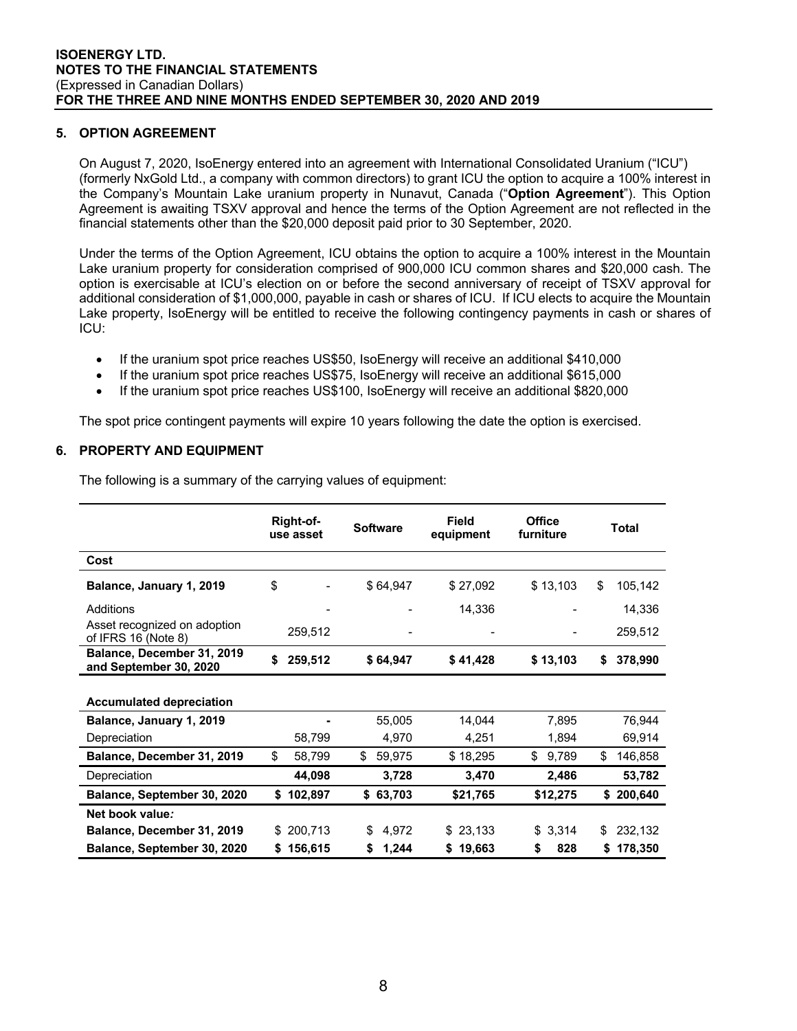## 5. OPTION AGREEMENT

On August 7, 2020, IsoEnergy entered into an agreement with International Consolidated Uranium ("ICU") (formerly NxGold Ltd., a company with common directors) to grant ICU the option to acquire a 100% interest in the Company's Mountain Lake uranium property in Nunavut, Canada ("**Option Agreement**"). This Option Agreement is awaiting TSXV approval and hence the terms of the Option Agreement are not reflected in the financial statements other than the $20,000 deposit paid prior to 30 September, 2020.

Under the terms of the Option Agreement, ICU obtains the option to acquire a 100% interest in the Mountain Lake uranium property for consideration comprised of 900,000 ICU common shares and $20,000 cash. The option is exercisable at ICU's election on or before the second anniversary of receipt of TSXV approval for additional consideration of $1,000,000, payable in cash or shares of ICU. If ICU elects to acquire the Mountain Lake property, IsoEnergy will be entitled to receive the following contingency payments in cash or shares of ICU:

- If the uranium spot price reaches US$50, IsoEnergy will receive an additional $410,000
- If the uranium spot price reaches US$75, IsoEnergy will receive an additional $615,000
- If the uranium spot price reaches US$100, IsoEnergy will receive an additional $820,000

The spot price contingent payments will expire 10 years following the date the option is exercised.

## 6. PROPERTY AND EQUIPMENT

The following is a summary of the carrying values of equipment:

| | Right-of-use asset | Software | Field equipment | Office furniture | Total |
|---|---|---|---|---|---|
| **Cost** | | | | | |
| **Balance, January 1, 2019** | $ - | $ 64,947 | $ 27,092 | $ 13,103 | $ 105,142 |
| Additions | - | - | 14,336 | - | 14,336 |
| Asset recognized on adoption of IFRS 16 (Note 8) | 259,512 | - | - | - | 259,512 |
| **Balance, December 31, 2019 and September 30, 2020** | **$ 259,512** | **$ 64,947** | **$ 41,428** | **$ 13,103** | **$ 378,990** |
| | | | | | |
| **Accumulated depreciation** | | | | | |
| **Balance, January 1, 2019** | **-** | 55,005 | 14,044 | 7,895 | 76,944 |
| Depreciation | 58,799 | 4,970 | 4,251 | 1,894 | 69,914 |
| **Balance, December 31, 2019** | $ 58,799 | $ 59,975 | $ 18,295 | $ 9,789 | $ 146,858 |
| Depreciation | **44,098** | **3,728** | **3,470** | **2,486** | **53,782** |
| **Balance, September 30, 2020** | **$ 102,897** | **$ 63,703** | **$21,765** | **$12,275** | **$ 200,640** |
| **Net book value:** | | | | | |
| **Balance, December 31, 2019** | $ 200,713 | $ 4,972 | $ 23,133 | $ 3,314 | $ 232,132 |
| **Balance, September 30, 2020** | **$ 156,615** | **$ 1,244** | **$ 19,663** | **$ 828** | **$ 178,350** |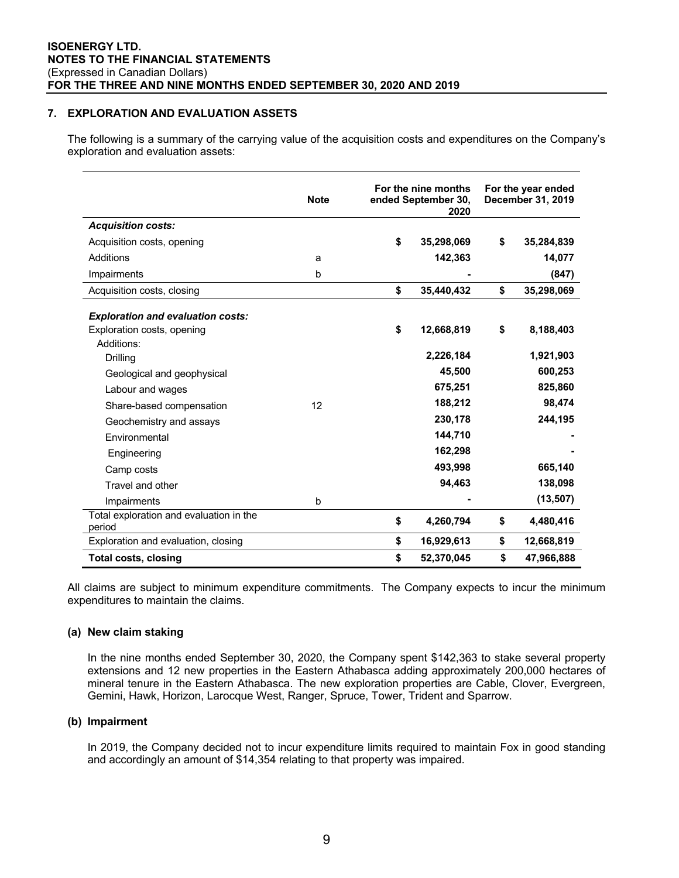## 7. EXPLORATION AND EVALUATION ASSETS

The following is a summary of the carrying value of the acquisition costs and expenditures on the Company's exploration and evaluation assets:

| | Note | For the nine months ended September 30, 2020 | For the year ended December 31, 2019 |
|---|---|---|---|
| ***Acquisition costs:*** | | | |
| Acquisition costs, opening | | $ 35,298,069 | $ 35,284,839 |
| Additions | a | 142,363 | 14,077 |
| Impairments | b | - | (847) |
| Acquisition costs, closing | | $ 35,440,432 | $ 35,298,069 |
| ***Exploration and evaluation costs:*** | | | |
| Exploration costs, opening | | $ 12,668,819 | $ 8,188,403 |
| Additions: | | | |
| Drilling | | 2,226,184 | 1,921,903 |
| Geological and geophysical | | 45,500 | 600,253 |
| Labour and wages | | 675,251 | 825,860 |
| Share-based compensation | 12 | 188,212 | 98,474 |
| Geochemistry and assays | | 230,178 | 244,195 |
| Environmental | | 144,710 | - |
| Engineering | | 162,298 | - |
| Camp costs | | 493,998 | 665,140 |
| Travel and other | | 94,463 | 138,098 |
| Impairments | b | - | (13,507) |
| Total exploration and evaluation in the period | | $ 4,260,794 | $ 4,480,416 |
| Exploration and evaluation, closing | | $ 16,929,613 | $ 12,668,819 |
| **Total costs, closing** | | **$ 52,370,045** | **$ 47,966,888** |

All claims are subject to minimum expenditure commitments. The Company expects to incur the minimum expenditures to maintain the claims.

### (a) New claim staking

In the nine months ended September 30, 2020, the Company spent $142,363 to stake several property extensions and 12 new properties in the Eastern Athabasca adding approximately 200,000 hectares of mineral tenure in the Eastern Athabasca. The new exploration properties are Cable, Clover, Evergreen, Gemini, Hawk, Horizon, Larocque West, Ranger, Spruce, Tower, Trident and Sparrow.

### (b) Impairment

In 2019, the Company decided not to incur expenditure limits required to maintain Fox in good standing and accordingly an amount of $14,354 relating to that property was impaired.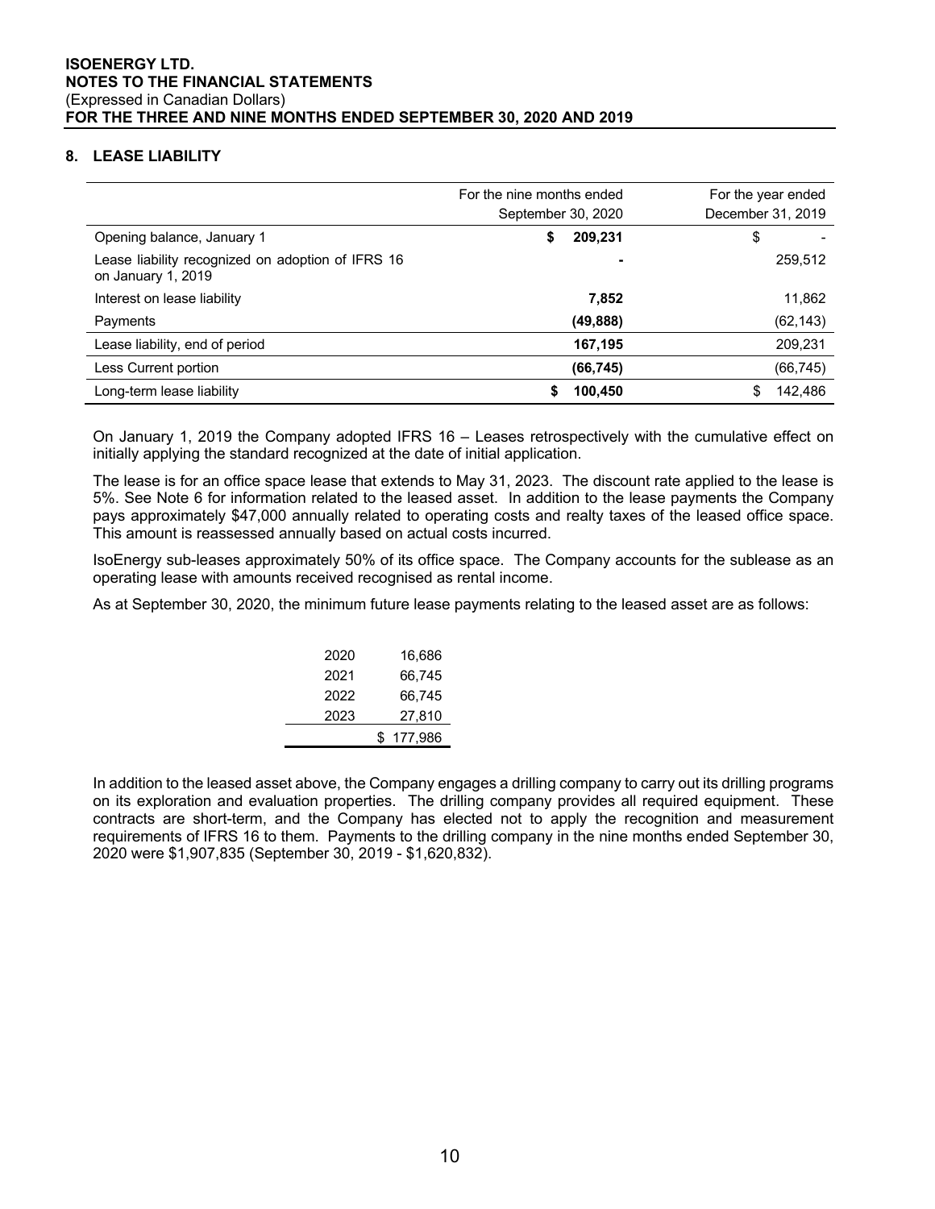## 8. LEASE LIABILITY

| | For the nine months ended September 30, 2020 | For the year ended December 31, 2019 |
|---|---|---|
| Opening balance, January 1 | **$ 209,231** | $ - |
| Lease liability recognized on adoption of IFRS 16 on January 1, 2019 | **-** | 259,512 |
| Interest on lease liability | **7,852** | 11,862 |
| Payments | **(49,888)** | (62,143) |
| Lease liability, end of period | **167,195** | 209,231 |
| Less Current portion | **(66,745)** | (66,745) |
| Long-term lease liability | **$ 100,450** | $ 142,486 |

On January 1, 2019 the Company adopted IFRS 16 – Leases retrospectively with the cumulative effect on initially applying the standard recognized at the date of initial application.

The lease is for an office space lease that extends to May 31, 2023. The discount rate applied to the lease is 5%. See Note 6 for information related to the leased asset. In addition to the lease payments the Company pays approximately $47,000 annually related to operating costs and realty taxes of the leased office space. This amount is reassessed annually based on actual costs incurred.

IsoEnergy sub-leases approximately 50% of its office space. The Company accounts for the sublease as an operating lease with amounts received recognised as rental income.

As at September 30, 2020, the minimum future lease payments relating to the leased asset are as follows:

| | |
|---|---|
| 2020 | 16,686 |
| 2021 | 66,745 |
| 2022 | 66,745 |
| 2023 | 27,810 |
| | $ 177,986 |

In addition to the leased asset above, the Company engages a drilling company to carry out its drilling programs on its exploration and evaluation properties. The drilling company provides all required equipment. These contracts are short-term, and the Company has elected not to apply the recognition and measurement requirements of IFRS 16 to them. Payments to the drilling company in the nine months ended September 30, 2020 were $1,907,835 (September 30, 2019 - $1,620,832).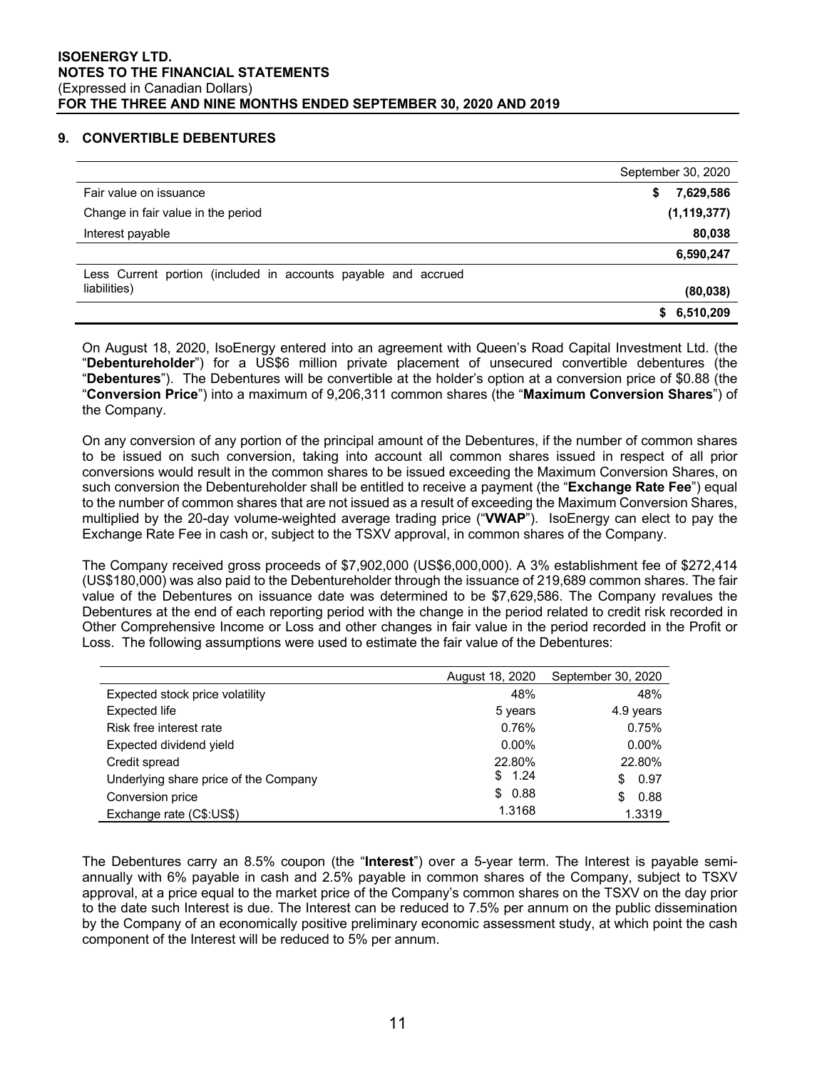## 9. CONVERTIBLE DEBENTURES

| | September 30, 2020 |
|---|---|
| Fair value on issuance | $ 7,629,586 |
| Change in fair value in the period | (1,119,377) |
| Interest payable | 80,038 |
| | 6,590,247 |
| Less Current portion (included in accounts payable and accrued liabilities) | (80,038) |
| | $ 6,510,209 |

On August 18, 2020, IsoEnergy entered into an agreement with Queen's Road Capital Investment Ltd. (the "**Debentureholder**") for a US$6 million private placement of unsecured convertible debentures (the "**Debentures**"). The Debentures will be convertible at the holder's option at a conversion price of $0.88 (the "**Conversion Price**") into a maximum of 9,206,311 common shares (the "**Maximum Conversion Shares**") of the Company.

On any conversion of any portion of the principal amount of the Debentures, if the number of common shares to be issued on such conversion, taking into account all common shares issued in respect of all prior conversions would result in the common shares to be issued exceeding the Maximum Conversion Shares, on such conversion the Debentureholder shall be entitled to receive a payment (the "**Exchange Rate Fee**") equal to the number of common shares that are not issued as a result of exceeding the Maximum Conversion Shares, multiplied by the 20-day volume-weighted average trading price ("**VWAP**"). IsoEnergy can elect to pay the Exchange Rate Fee in cash or, subject to the TSXV approval, in common shares of the Company.

The Company received gross proceeds of $7,902,000 (US$6,000,000). A 3% establishment fee of $272,414 (US$180,000) was also paid to the Debentureholder through the issuance of 219,689 common shares. The fair value of the Debentures on issuance date was determined to be $7,629,586. The Company revalues the Debentures at the end of each reporting period with the change in the period related to credit risk recorded in Other Comprehensive Income or Loss and other changes in fair value in the period recorded in the Profit or Loss. The following assumptions were used to estimate the fair value of the Debentures:

| | August 18, 2020 | September 30, 2020 |
|---|---|---|
| Expected stock price volatility | 48% | 48% |
| Expected life | 5 years | 4.9 years |
| Risk free interest rate | 0.76% | 0.75% |
| Expected dividend yield | 0.00% | 0.00% |
| Credit spread | 22.80% | 22.80% |
| Underlying share price of the Company | $ 1.24 | $ 0.97 |
| Conversion price | $ 0.88 | $ 0.88 |
| Exchange rate (C$:US$) | 1.3168 | 1.3319 |

The Debentures carry an 8.5% coupon (the "**Interest**") over a 5-year term. The Interest is payable semi-annually with 6% payable in cash and 2.5% payable in common shares of the Company, subject to TSXV approval, at a price equal to the market price of the Company's common shares on the TSXV on the day prior to the date such Interest is due. The Interest can be reduced to 7.5% per annum on the public dissemination by the Company of an economically positive preliminary economic assessment study, at which point the cash component of the Interest will be reduced to 5% per annum.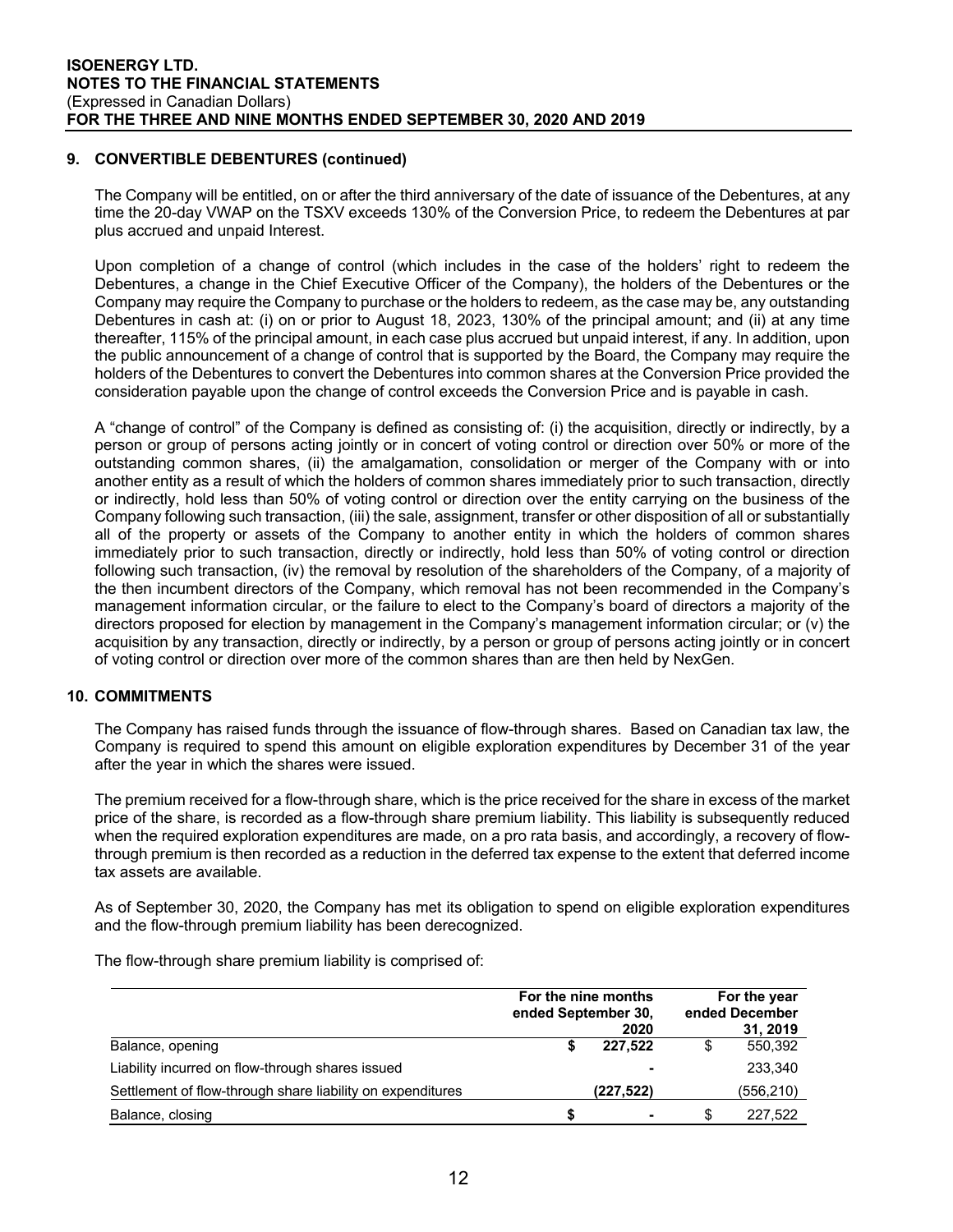## 9. CONVERTIBLE DEBENTURES (continued)

The Company will be entitled, on or after the third anniversary of the date of issuance of the Debentures, at any time the 20-day VWAP on the TSXV exceeds 130% of the Conversion Price, to redeem the Debentures at par plus accrued and unpaid Interest.

Upon completion of a change of control (which includes in the case of the holders' right to redeem the Debentures, a change in the Chief Executive Officer of the Company), the holders of the Debentures or the Company may require the Company to purchase or the holders to redeem, as the case may be, any outstanding Debentures in cash at: (i) on or prior to August 18, 2023, 130% of the principal amount; and (ii) at any time thereafter, 115% of the principal amount, in each case plus accrued but unpaid interest, if any. In addition, upon the public announcement of a change of control that is supported by the Board, the Company may require the holders of the Debentures to convert the Debentures into common shares at the Conversion Price provided the consideration payable upon the change of control exceeds the Conversion Price and is payable in cash.

A "change of control" of the Company is defined as consisting of: (i) the acquisition, directly or indirectly, by a person or group of persons acting jointly or in concert of voting control or direction over 50% or more of the outstanding common shares, (ii) the amalgamation, consolidation or merger of the Company with or into another entity as a result of which the holders of common shares immediately prior to such transaction, directly or indirectly, hold less than 50% of voting control or direction over the entity carrying on the business of the Company following such transaction, (iii) the sale, assignment, transfer or other disposition of all or substantially all of the property or assets of the Company to another entity in which the holders of common shares immediately prior to such transaction, directly or indirectly, hold less than 50% of voting control or direction following such transaction, (iv) the removal by resolution of the shareholders of the Company, of a majority of the then incumbent directors of the Company, which removal has not been recommended in the Company's management information circular, or the failure to elect to the Company's board of directors a majority of the directors proposed for election by management in the Company's management information circular; or (v) the acquisition by any transaction, directly or indirectly, by a person or group of persons acting jointly or in concert of voting control or direction over more of the common shares than are then held by NexGen.

## 10. COMMITMENTS

The Company has raised funds through the issuance of flow-through shares. Based on Canadian tax law, the Company is required to spend this amount on eligible exploration expenditures by December 31 of the year after the year in which the shares were issued.

The premium received for a flow-through share, which is the price received for the share in excess of the market price of the share, is recorded as a flow-through share premium liability. This liability is subsequently reduced when the required exploration expenditures are made, on a pro rata basis, and accordingly, a recovery of flow-through premium is then recorded as a reduction in the deferred tax expense to the extent that deferred income tax assets are available.

As of September 30, 2020, the Company has met its obligation to spend on eligible exploration expenditures and the flow-through premium liability has been derecognized.

The flow-through share premium liability is comprised of:

| | For the nine months ended September 30, 2020 | For the year ended December 31, 2019 |
|---|---|---|
| Balance, opening | **$ 227,522** | $ 550,392 |
| Liability incurred on flow-through shares issued | **-** | 233,340 |
| Settlement of flow-through share liability on expenditures | **(227,522)** | (556,210) |
| Balance, closing | **$ -** | $ 227,522 |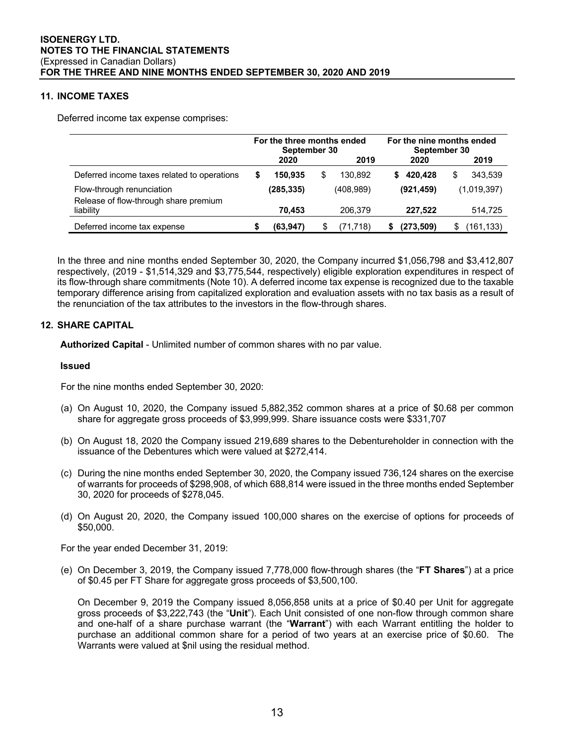## 11. INCOME TAXES

Deferred income tax expense comprises:

| | For the three months ended September 30 | | For the nine months ended September 30 | |
|---|---|---|---|---|
| | **2020** | **2019** | **2020** | **2019** |
| Deferred income taxes related to operations | **$ 150,935** | $ 130,892 | **$ 420,428** | $ 343,539 |
| Flow-through renunciation | **(285,335)** | (408,989) | **(921,459)** | (1,019,397) |
| Release of flow-through share premium liability | **70,453** | 206,379 | **227,522** | 514,725 |
| Deferred income tax expense | **$ (63,947)** | $ (71,718) | **$ (273,509)** | $ (161,133) |

In the three and nine months ended September 30, 2020, the Company incurred $1,056,798 and $3,412,807 respectively, (2019 - $1,514,329 and $3,775,544, respectively) eligible exploration expenditures in respect of its flow-through share commitments (Note 10). A deferred income tax expense is recognized due to the taxable temporary difference arising from capitalized exploration and evaluation assets with no tax basis as a result of the renunciation of the tax attributes to the investors in the flow-through shares.

## 12. SHARE CAPITAL

**Authorized Capital** - Unlimited number of common shares with no par value.

**Issued**

For the nine months ended September 30, 2020:

(a) On August 10, 2020, the Company issued 5,882,352 common shares at a price of $0.68 per common share for aggregate gross proceeds of $3,999,999. Share issuance costs were $331,707

(b) On August 18, 2020 the Company issued 219,689 shares to the Debentureholder in connection with the issuance of the Debentures which were valued at $272,414.

(c) During the nine months ended September 30, 2020, the Company issued 736,124 shares on the exercise of warrants for proceeds of $298,908, of which 688,814 were issued in the three months ended September 30, 2020 for proceeds of $278,045.

(d) On August 20, 2020, the Company issued 100,000 shares on the exercise of options for proceeds of $50,000.

For the year ended December 31, 2019:

(e) On December 3, 2019, the Company issued 7,778,000 flow-through shares (the "**FT Shares**") at a price of $0.45 per FT Share for aggregate gross proceeds of $3,500,100.

On December 9, 2019 the Company issued 8,056,858 units at a price of $0.40 per Unit for aggregate gross proceeds of $3,222,743 (the "**Unit**"). Each Unit consisted of one non-flow through common share and one-half of a share purchase warrant (the "**Warrant**") with each Warrant entitling the holder to purchase an additional common share for a period of two years at an exercise price of $0.60. The Warrants were valued at $nil using the residual method.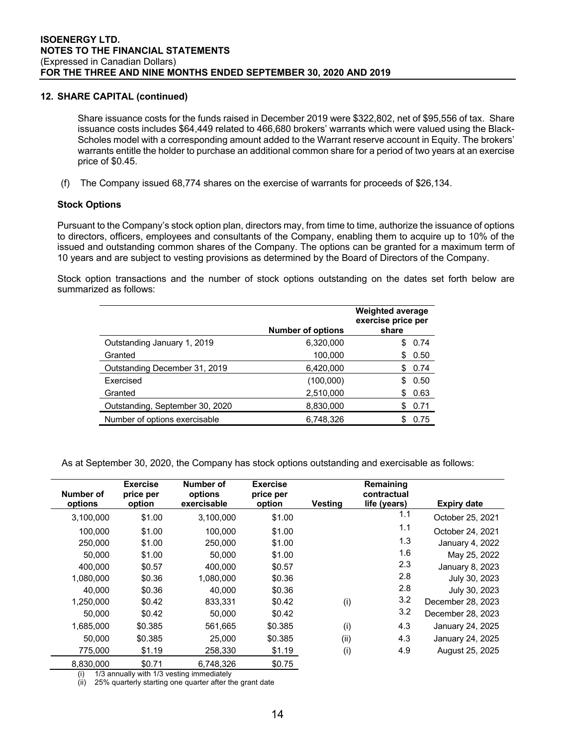## 12. SHARE CAPITAL (continued)

Share issuance costs for the funds raised in December 2019 were $322,802, net of $95,556 of tax. Share issuance costs includes $64,449 related to 466,680 brokers' warrants which were valued using the Black-Scholes model with a corresponding amount added to the Warrant reserve account in Equity. The brokers' warrants entitle the holder to purchase an additional common share for a period of two years at an exercise price of $0.45.

(f) The Company issued 68,774 shares on the exercise of warrants for proceeds of $26,134.

### Stock Options

Pursuant to the Company's stock option plan, directors may, from time to time, authorize the issuance of options to directors, officers, employees and consultants of the Company, enabling them to acquire up to 10% of the issued and outstanding common shares of the Company. The options can be granted for a maximum term of 10 years and are subject to vesting provisions as determined by the Board of Directors of the Company.

Stock option transactions and the number of stock options outstanding on the dates set forth below are summarized as follows:

| | Number of options | Weighted average exercise price per share |
|---|---|---|
| Outstanding January 1, 2019 | 6,320,000 | $ 0.74 |
| Granted | 100,000 | $ 0.50 |
| Outstanding December 31, 2019 | 6,420,000 | $ 0.74 |
| Exercised | (100,000) | $ 0.50 |
| Granted | 2,510,000 | $ 0.63 |
| Outstanding, September 30, 2020 | 8,830,000 | $ 0.71 |
| Number of options exercisable | 6,748,326 | $ 0.75 |

As at September 30, 2020, the Company has stock options outstanding and exercisable as follows:

| Number of options | Exercise price per option | Number of options exercisable | Exercise price per option | Vesting | Remaining contractual life (years) | Expiry date |
|---|---|---|---|---|---|---|
| 3,100,000 | $1.00 | 3,100,000 | $1.00 | | 1.1 | October 25, 2021 |
| 100,000 | $1.00 | 100,000 | $1.00 | | 1.1 | October 24, 2021 |
| 250,000 | $1.00 | 250,000 | $1.00 | | 1.3 | January 4, 2022 |
| 50,000 | $1.00 | 50,000 | $1.00 | | 1.6 | May 25, 2022 |
| 400,000 | $0.57 | 400,000 | $0.57 | | 2.3 | January 8, 2023 |
| 1,080,000 | $0.36 | 1,080,000 | $0.36 | | 2.8 | July 30, 2023 |
| 40,000 | $0.36 | 40,000 | $0.36 | | 2.8 | July 30, 2023 |
| 1,250,000 | $0.42 | 833,331 | $0.42 | (i) | 3.2 | December 28, 2023 |
| 50,000 | $0.42 | 50,000 | $0.42 | | 3.2 | December 28, 2023 |
| 1,685,000 | $0.385 | 561,665 | $0.385 | (i) | 4.3 | January 24, 2025 |
| 50,000 | $0.385 | 25,000 | $0.385 | (ii) | 4.3 | January 24, 2025 |
| 775,000 | $1.19 | 258,330 | $1.19 | (i) | 4.9 | August 25, 2025 |
| 8,830,000 | $0.71 | 6,748,326 | $0.75 | | | |

(i) 1/3 annually with 1/3 vesting immediately
(ii) 25% quarterly starting one quarter after the grant date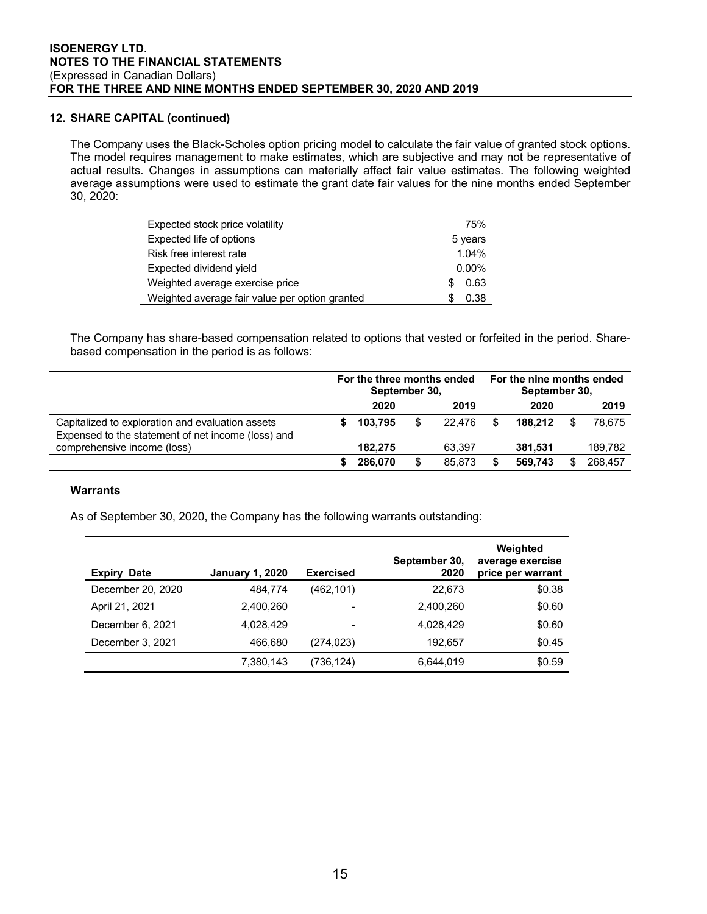## 12. SHARE CAPITAL (continued)

The Company uses the Black-Scholes option pricing model to calculate the fair value of granted stock options. The model requires management to make estimates, which are subjective and may not be representative of actual results. Changes in assumptions can materially affect fair value estimates. The following weighted average assumptions were used to estimate the grant date fair values for the nine months ended September 30, 2020:

| | |
|---|---|
| Expected stock price volatility | 75% |
| Expected life of options | 5 years |
| Risk free interest rate | 1.04% |
| Expected dividend yield | 0.00% |
| Weighted average exercise price | $ 0.63 |
| Weighted average fair value per option granted | $ 0.38 |

The Company has share-based compensation related to options that vested or forfeited in the period. Share-based compensation in the period is as follows:

| | For the three months ended September 30, | | For the nine months ended September 30, | |
|---|---|---|---|---|
| | **2020** | 2019 | **2020** | 2019 |
| Capitalized to exploration and evaluation assets | **$ 103,795** | $ 22,476 | **$ 188,212** | $ 78,675 |
| Expensed to the statement of net income (loss) and comprehensive income (loss) | **182,275** | 63,397 | **381,531** | 189,782 |
| | **$ 286,070** | $ 85,873 | **$ 569,743** | $ 268,457 |

### Warrants

As of September 30, 2020, the Company has the following warrants outstanding:

| Expiry Date | January 1, 2020 | Exercised | September 30, 2020 | Weighted average exercise price per warrant |
|---|---|---|---|---|
| December 20, 2020 | 484,774 | (462,101) | 22,673 | $0.38 |
| April 21, 2021 | 2,400,260 | - | 2,400,260 | $0.60 |
| December 6, 2021 | 4,028,429 | - | 4,028,429 | $0.60 |
| December 3, 2021 | 466,680 | (274,023) | 192,657 | $0.45 |
| | 7,380,143 | (736,124) | 6,644,019 | $0.59 |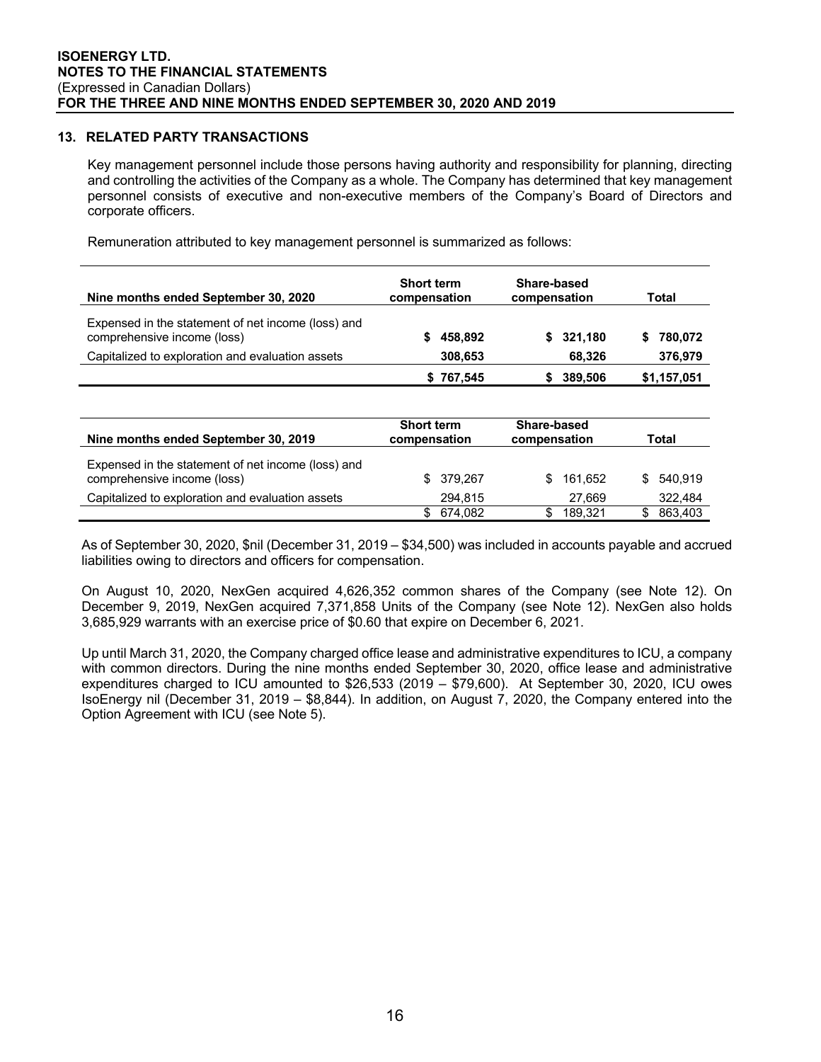## 13. RELATED PARTY TRANSACTIONS

Key management personnel include those persons having authority and responsibility for planning, directing and controlling the activities of the Company as a whole. The Company has determined that key management personnel consists of executive and non-executive members of the Company's Board of Directors and corporate officers.

Remuneration attributed to key management personnel is summarized as follows:

| Nine months ended September 30, 2020 | Short term compensation | Share-based compensation | Total |
|---|---|---|---|
| Expensed in the statement of net income (loss) and comprehensive income (loss) | $ 458,892 | $ 321,180 | $ 780,072 |
| Capitalized to exploration and evaluation assets | 308,653 | 68,326 | 376,979 |
| | $ 767,545 | $ 389,506 | $1,157,051 |

| Nine months ended September 30, 2019 | Short term compensation | Share-based compensation | Total |
|---|---|---|---|
| Expensed in the statement of net income (loss) and comprehensive income (loss) | $ 379,267 | $ 161,652 | $ 540,919 |
| Capitalized to exploration and evaluation assets | 294,815 | 27,669 | 322,484 |
| | $ 674,082 | $ 189,321 | $ 863,403 |

As of September 30, 2020, $nil (December 31, 2019 – $34,500) was included in accounts payable and accrued liabilities owing to directors and officers for compensation.

On August 10, 2020, NexGen acquired 4,626,352 common shares of the Company (see Note 12). On December 9, 2019, NexGen acquired 7,371,858 Units of the Company (see Note 12). NexGen also holds 3,685,929 warrants with an exercise price of $0.60 that expire on December 6, 2021.

Up until March 31, 2020, the Company charged office lease and administrative expenditures to ICU, a company with common directors. During the nine months ended September 30, 2020, office lease and administrative expenditures charged to ICU amounted to $26,533 (2019 – $79,600). At September 30, 2020, ICU owes IsoEnergy nil (December 31, 2019 – $8,844). In addition, on August 7, 2020, the Company entered into the Option Agreement with ICU (see Note 5).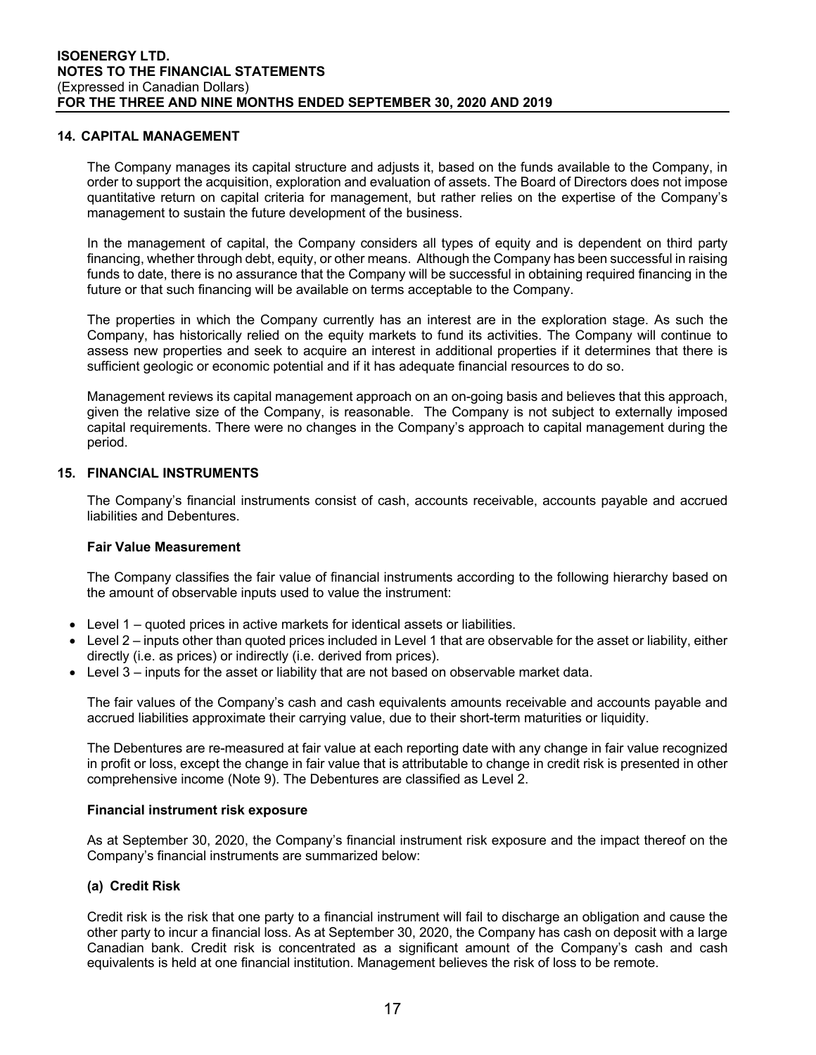## 14. CAPITAL MANAGEMENT

The Company manages its capital structure and adjusts it, based on the funds available to the Company, in order to support the acquisition, exploration and evaluation of assets. The Board of Directors does not impose quantitative return on capital criteria for management, but rather relies on the expertise of the Company's management to sustain the future development of the business.

In the management of capital, the Company considers all types of equity and is dependent on third party financing, whether through debt, equity, or other means. Although the Company has been successful in raising funds to date, there is no assurance that the Company will be successful in obtaining required financing in the future or that such financing will be available on terms acceptable to the Company.

The properties in which the Company currently has an interest are in the exploration stage. As such the Company, has historically relied on the equity markets to fund its activities. The Company will continue to assess new properties and seek to acquire an interest in additional properties if it determines that there is sufficient geologic or economic potential and if it has adequate financial resources to do so.

Management reviews its capital management approach on an on-going basis and believes that this approach, given the relative size of the Company, is reasonable. The Company is not subject to externally imposed capital requirements. There were no changes in the Company's approach to capital management during the period.

## 15. FINANCIAL INSTRUMENTS

The Company's financial instruments consist of cash, accounts receivable, accounts payable and accrued liabilities and Debentures.

**Fair Value Measurement**

The Company classifies the fair value of financial instruments according to the following hierarchy based on the amount of observable inputs used to value the instrument:

- Level 1 – quoted prices in active markets for identical assets or liabilities.
- Level 2 – inputs other than quoted prices included in Level 1 that are observable for the asset or liability, either directly (i.e. as prices) or indirectly (i.e. derived from prices).
- Level 3 – inputs for the asset or liability that are not based on observable market data.

The fair values of the Company's cash and cash equivalents amounts receivable and accounts payable and accrued liabilities approximate their carrying value, due to their short-term maturities or liquidity.

The Debentures are re-measured at fair value at each reporting date with any change in fair value recognized in profit or loss, except the change in fair value that is attributable to change in credit risk is presented in other comprehensive income (Note 9). The Debentures are classified as Level 2.

**Financial instrument risk exposure**

As at September 30, 2020, the Company's financial instrument risk exposure and the impact thereof on the Company's financial instruments are summarized below:

**(a) Credit Risk**

Credit risk is the risk that one party to a financial instrument will fail to discharge an obligation and cause the other party to incur a financial loss. As at September 30, 2020, the Company has cash on deposit with a large Canadian bank. Credit risk is concentrated as a significant amount of the Company's cash and cash equivalents is held at one financial institution. Management believes the risk of loss to be remote.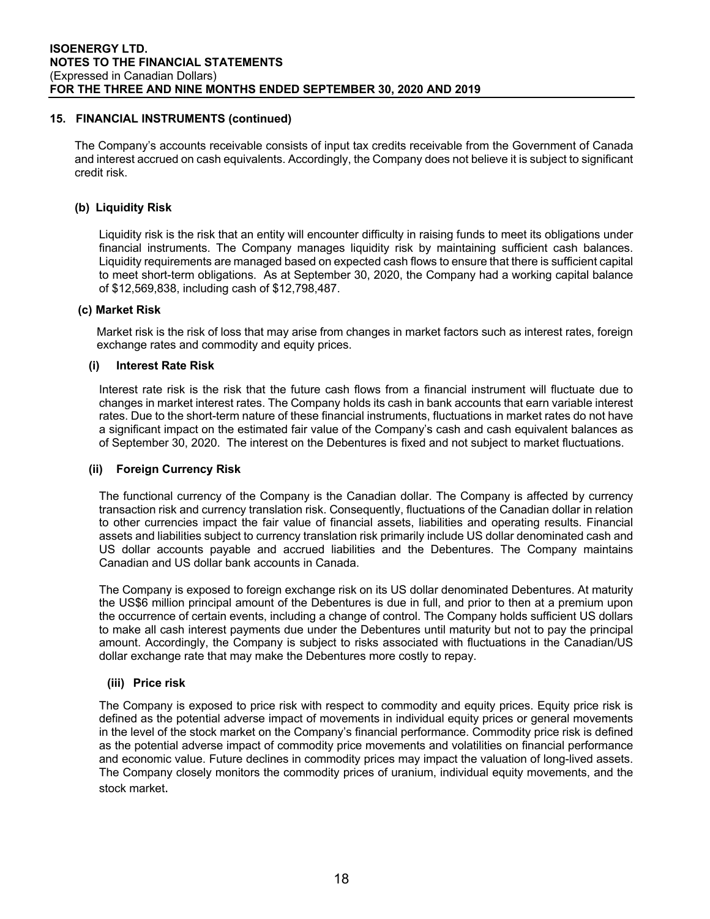## 15. FINANCIAL INSTRUMENTS (continued)

The Company's accounts receivable consists of input tax credits receivable from the Government of Canada and interest accrued on cash equivalents. Accordingly, the Company does not believe it is subject to significant credit risk.

### (b) Liquidity Risk

Liquidity risk is the risk that an entity will encounter difficulty in raising funds to meet its obligations under financial instruments. The Company manages liquidity risk by maintaining sufficient cash balances. Liquidity requirements are managed based on expected cash flows to ensure that there is sufficient capital to meet short-term obligations. As at September 30, 2020, the Company had a working capital balance of $12,569,838, including cash of $12,798,487.

### (c) Market Risk

Market risk is the risk of loss that may arise from changes in market factors such as interest rates, foreign exchange rates and commodity and equity prices.

#### (i) Interest Rate Risk

Interest rate risk is the risk that the future cash flows from a financial instrument will fluctuate due to changes in market interest rates. The Company holds its cash in bank accounts that earn variable interest rates. Due to the short-term nature of these financial instruments, fluctuations in market rates do not have a significant impact on the estimated fair value of the Company's cash and cash equivalent balances as of September 30, 2020. The interest on the Debentures is fixed and not subject to market fluctuations.

#### (ii) Foreign Currency Risk

The functional currency of the Company is the Canadian dollar. The Company is affected by currency transaction risk and currency translation risk. Consequently, fluctuations of the Canadian dollar in relation to other currencies impact the fair value of financial assets, liabilities and operating results. Financial assets and liabilities subject to currency translation risk primarily include US dollar denominated cash and US dollar accounts payable and accrued liabilities and the Debentures. The Company maintains Canadian and US dollar bank accounts in Canada.

The Company is exposed to foreign exchange risk on its US dollar denominated Debentures. At maturity the US$6 million principal amount of the Debentures is due in full, and prior to then at a premium upon the occurrence of certain events, including a change of control. The Company holds sufficient US dollars to make all cash interest payments due under the Debentures until maturity but not to pay the principal amount. Accordingly, the Company is subject to risks associated with fluctuations in the Canadian/US dollar exchange rate that may make the Debentures more costly to repay.

#### (iii) Price risk

The Company is exposed to price risk with respect to commodity and equity prices. Equity price risk is defined as the potential adverse impact of movements in individual equity prices or general movements in the level of the stock market on the Company's financial performance. Commodity price risk is defined as the potential adverse impact of commodity price movements and volatilities on financial performance and economic value. Future declines in commodity prices may impact the valuation of long-lived assets. The Company closely monitors the commodity prices of uranium, individual equity movements, and the stock market.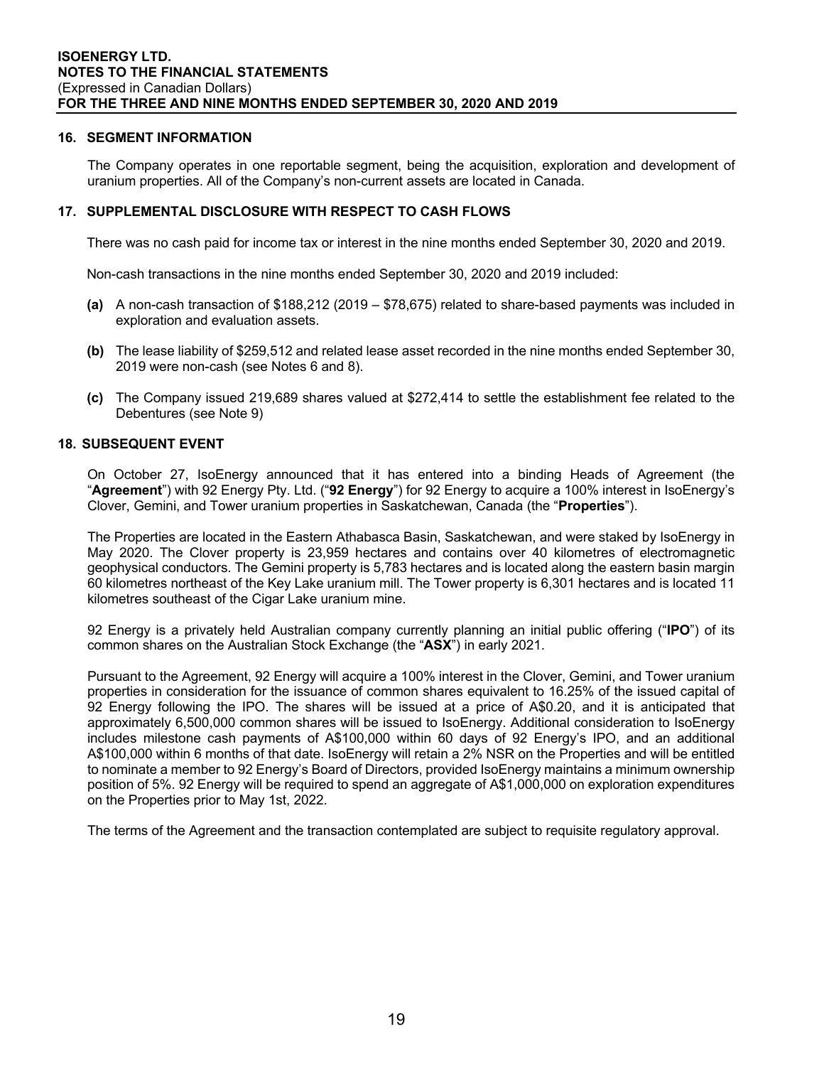## 16. SEGMENT INFORMATION

The Company operates in one reportable segment, being the acquisition, exploration and development of uranium properties. All of the Company's non-current assets are located in Canada.

## 17. SUPPLEMENTAL DISCLOSURE WITH RESPECT TO CASH FLOWS

There was no cash paid for income tax or interest in the nine months ended September 30, 2020 and 2019.

Non-cash transactions in the nine months ended September 30, 2020 and 2019 included:

**(a)** A non-cash transaction of $188,212 (2019 – $78,675) related to share-based payments was included in exploration and evaluation assets.

**(b)** The lease liability of $259,512 and related lease asset recorded in the nine months ended September 30, 2019 were non-cash (see Notes 6 and 8).

**(c)** The Company issued 219,689 shares valued at $272,414 to settle the establishment fee related to the Debentures (see Note 9)

## 18. SUBSEQUENT EVENT

On October 27, IsoEnergy announced that it has entered into a binding Heads of Agreement (the "**Agreement**") with 92 Energy Pty. Ltd. ("**92 Energy**") for 92 Energy to acquire a 100% interest in IsoEnergy's Clover, Gemini, and Tower uranium properties in Saskatchewan, Canada (the "**Properties**").

The Properties are located in the Eastern Athabasca Basin, Saskatchewan, and were staked by IsoEnergy in May 2020. The Clover property is 23,959 hectares and contains over 40 kilometres of electromagnetic geophysical conductors. The Gemini property is 5,783 hectares and is located along the eastern basin margin 60 kilometres northeast of the Key Lake uranium mill. The Tower property is 6,301 hectares and is located 11 kilometres southeast of the Cigar Lake uranium mine.

92 Energy is a privately held Australian company currently planning an initial public offering ("**IPO**") of its common shares on the Australian Stock Exchange (the "**ASX**") in early 2021.

Pursuant to the Agreement, 92 Energy will acquire a 100% interest in the Clover, Gemini, and Tower uranium properties in consideration for the issuance of common shares equivalent to 16.25% of the issued capital of 92 Energy following the IPO. The shares will be issued at a price of A$0.20, and it is anticipated that approximately 6,500,000 common shares will be issued to IsoEnergy. Additional consideration to IsoEnergy includes milestone cash payments of A$100,000 within 60 days of 92 Energy's IPO, and an additional A$100,000 within 6 months of that date. IsoEnergy will retain a 2% NSR on the Properties and will be entitled to nominate a member to 92 Energy's Board of Directors, provided IsoEnergy maintains a minimum ownership position of 5%. 92 Energy will be required to spend an aggregate of A$1,000,000 on exploration expenditures on the Properties prior to May 1st, 2022.

The terms of the Agreement and the transaction contemplated are subject to requisite regulatory approval.